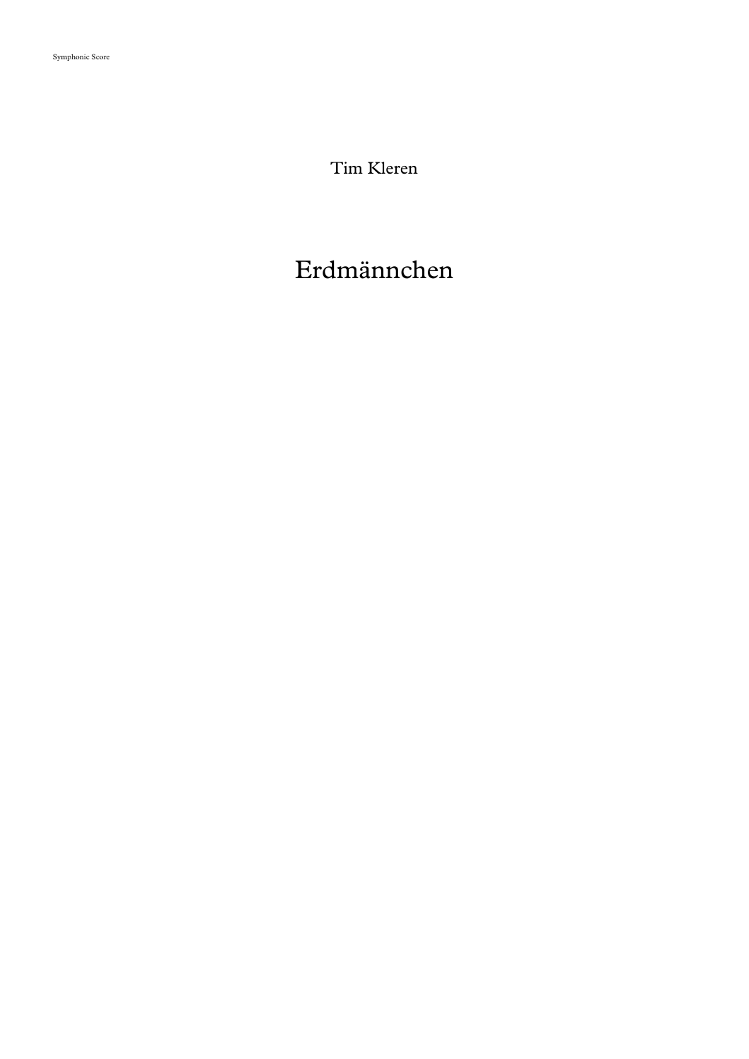Symphonic Score

Tim Kleren

# Erdmännchen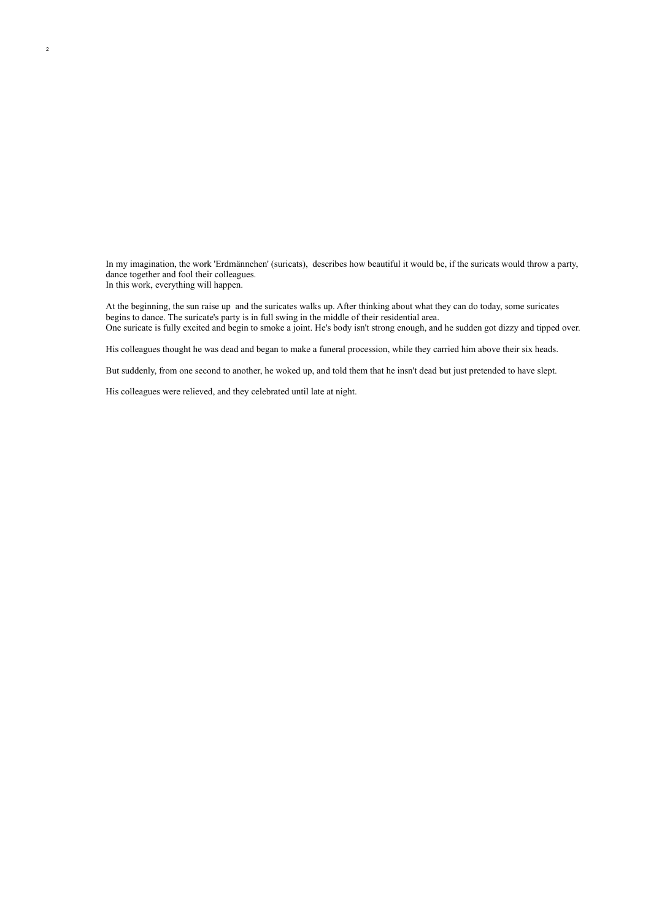In my imagination, the work 'Erdmännchen' (suricats), describes how beautiful it would be, if the suricats would throw a party, dance together and fool their colleagues.
In this work, everything will happen.

At the beginning, the sun raise up and the suricates walks up. After thinking about what they can do today, some suricates begins to dance. The suricate's party is in full swing in the middle of their residential area.
One suricate is fully excited and begin to smoke a joint. He's body isn't strong enough, and he sudden got dizzy and tipped over.

His colleagues thought he was dead and began to make a funeral procession, while they carried him above their six heads.

But suddenly, from one second to another, he woked up, and told them that he insn't dead but just pretended to have slept.

His colleagues were relieved, and they celebrated until late at night.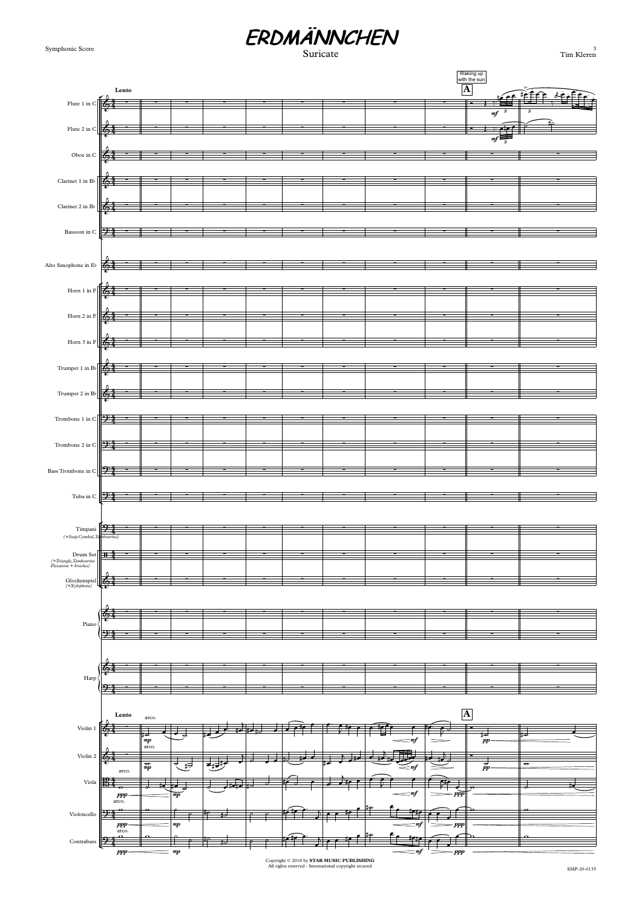# ERDMÄNNCHEN

Suricate

Symphonic Score

Tim Kleren

Copyright © 2018 by **STAR MUSIC PUBLISHING**
All rights reserved - International copyright secured

SMP-20-0135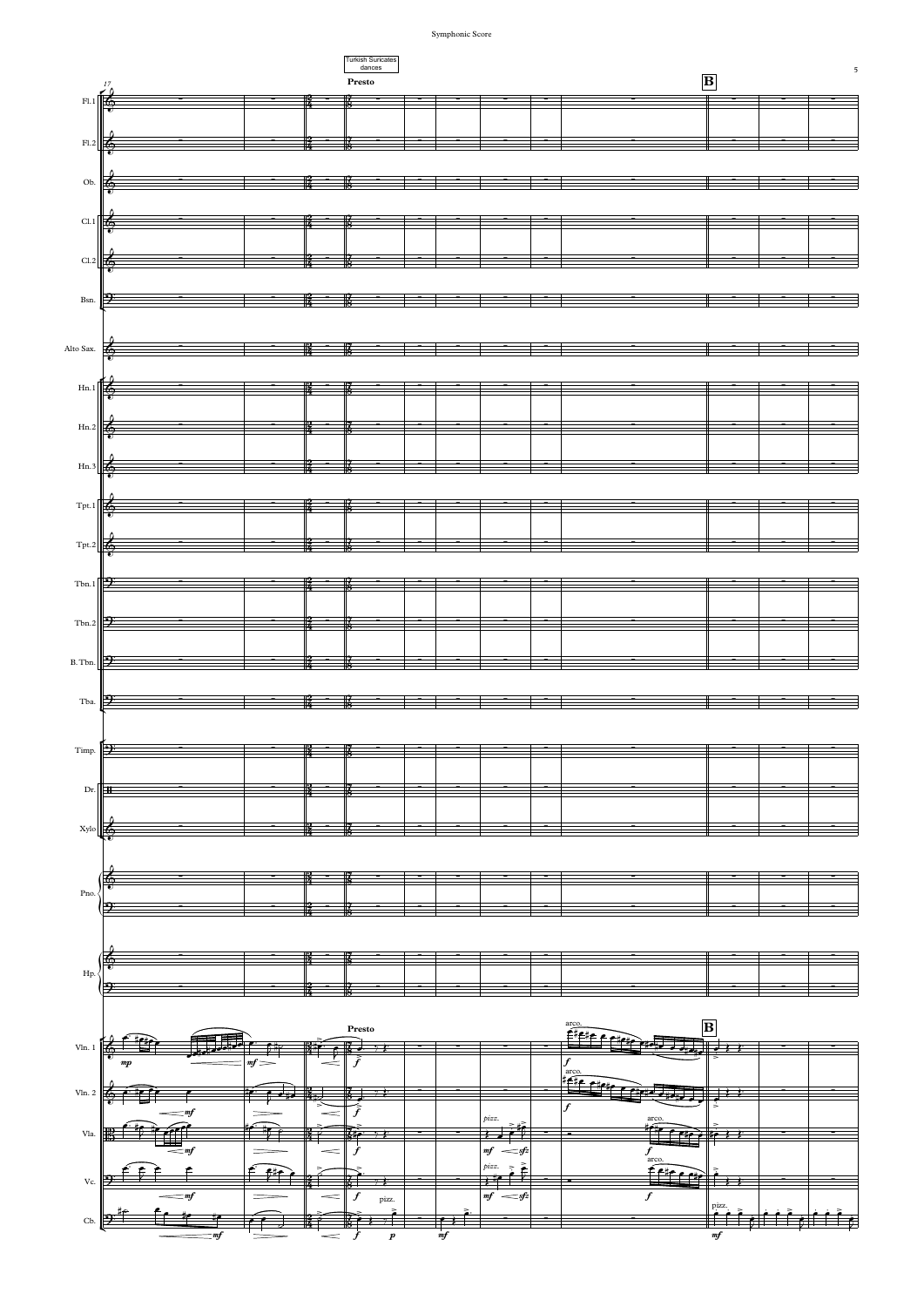Turkish Suricates dances

Presto

B

Fl.1
Fl.2
Ob.
Cl.1
Cl.2
Bsn.
Alto Sax.
Hn.1
Hn.2
Hn.3
Tpt.1
Tpt.2
Tbn.1
Tbn.2
B. Tbn.
Tba.
Timp.
Dr.
Xylo
Pno.
Hp.
Vln. 1
Vln. 2
Vla.
Vc.
Cb.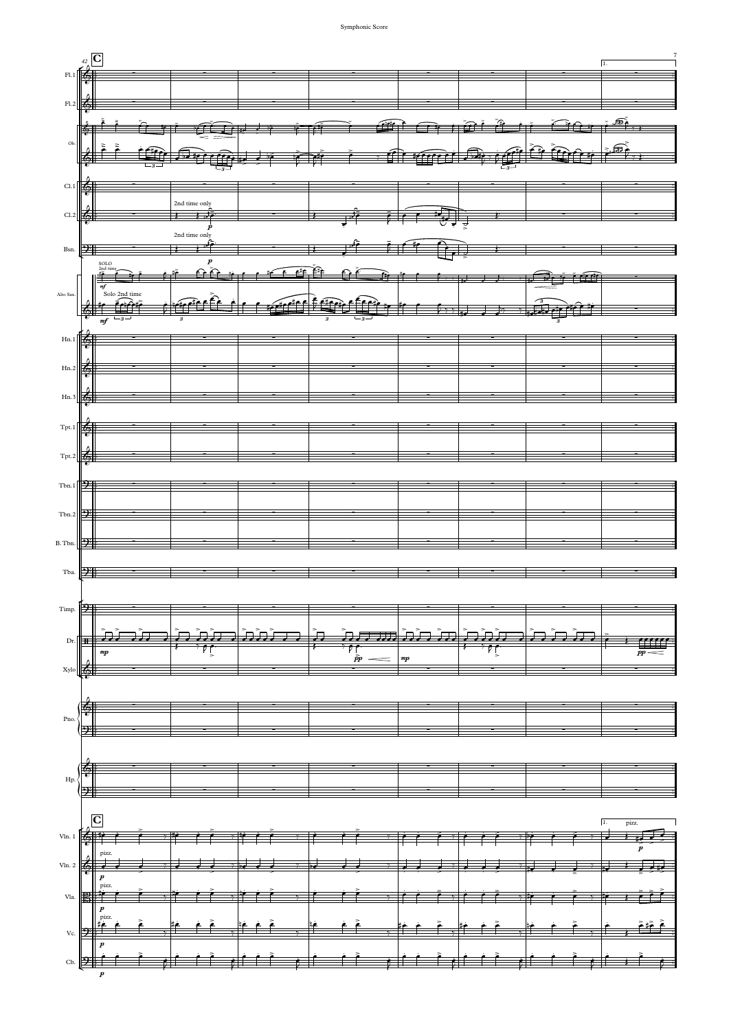**C**

Fl.1

Fl.2

Ob.

Cl.1

Cl.2 — 2nd time only — *p*

Bsn. — 2nd time only — *p*

Alto Sax. — SOLO 2nd time — *mf* — Solo 2nd time — *mf*

Hn.1

Hn.2

Hn.3

Tpt.1

Tpt.2

Tbn.1

Tbn.2

B.Tbn.

Tba.

Timp.

Dr. — *mp* — *pp* — *mp* — *pp*

Xylo

Pno.

Hp.

**C**

1.

Vln. 1 — pizz. — *p*

Vln. 2 — pizz. — *p*

Vla. — pizz. — *p*

Vc. — pizz. — *p*

Cb. — *p*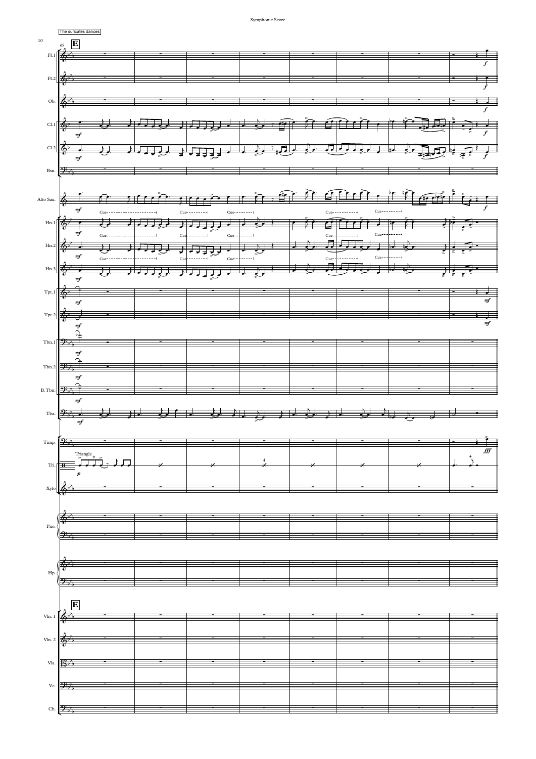The suricates dances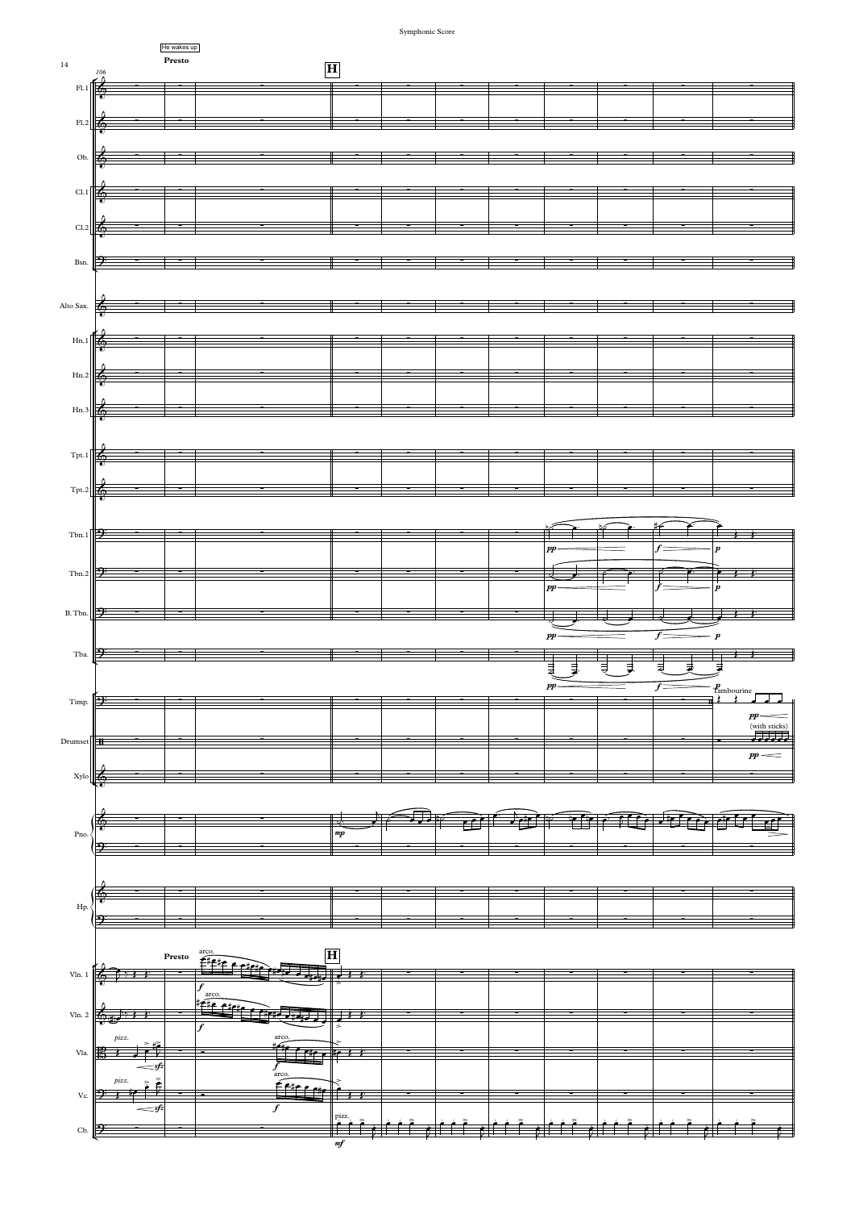He wakes up

**Presto**

**H**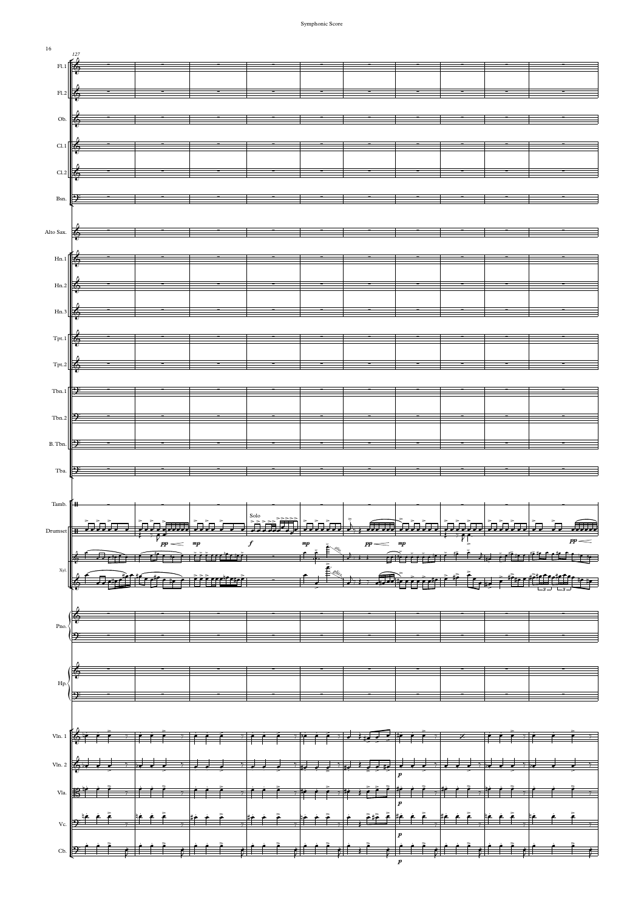Symphonic Score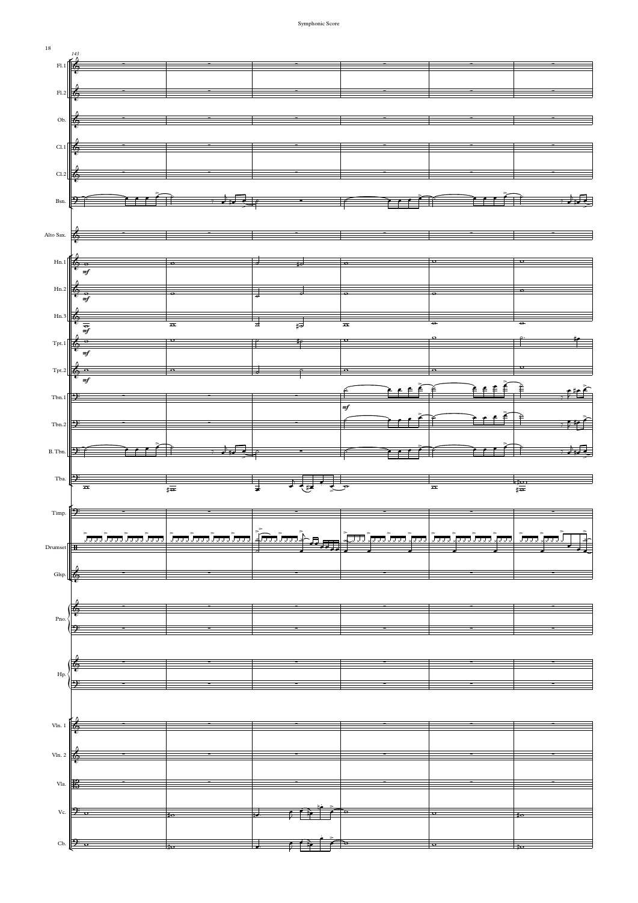143

Fl.1

Fl.2

Ob.

Cl.1

Cl.2

Bsn.

Alto Sax.

Hn.1 *mf*

Hn.2 *mf*

Hn.3 *mf*

Tpt.1 *mf*

Tpt.2 *mf*

Tbn.1 *mf*

Tbn.2

B. Tbn.

Tba.

Timp.

Drumset

Glsp.

Pno.

Hp.

Vln. 1

Vln. 2

Vla.

Vc.

Cb.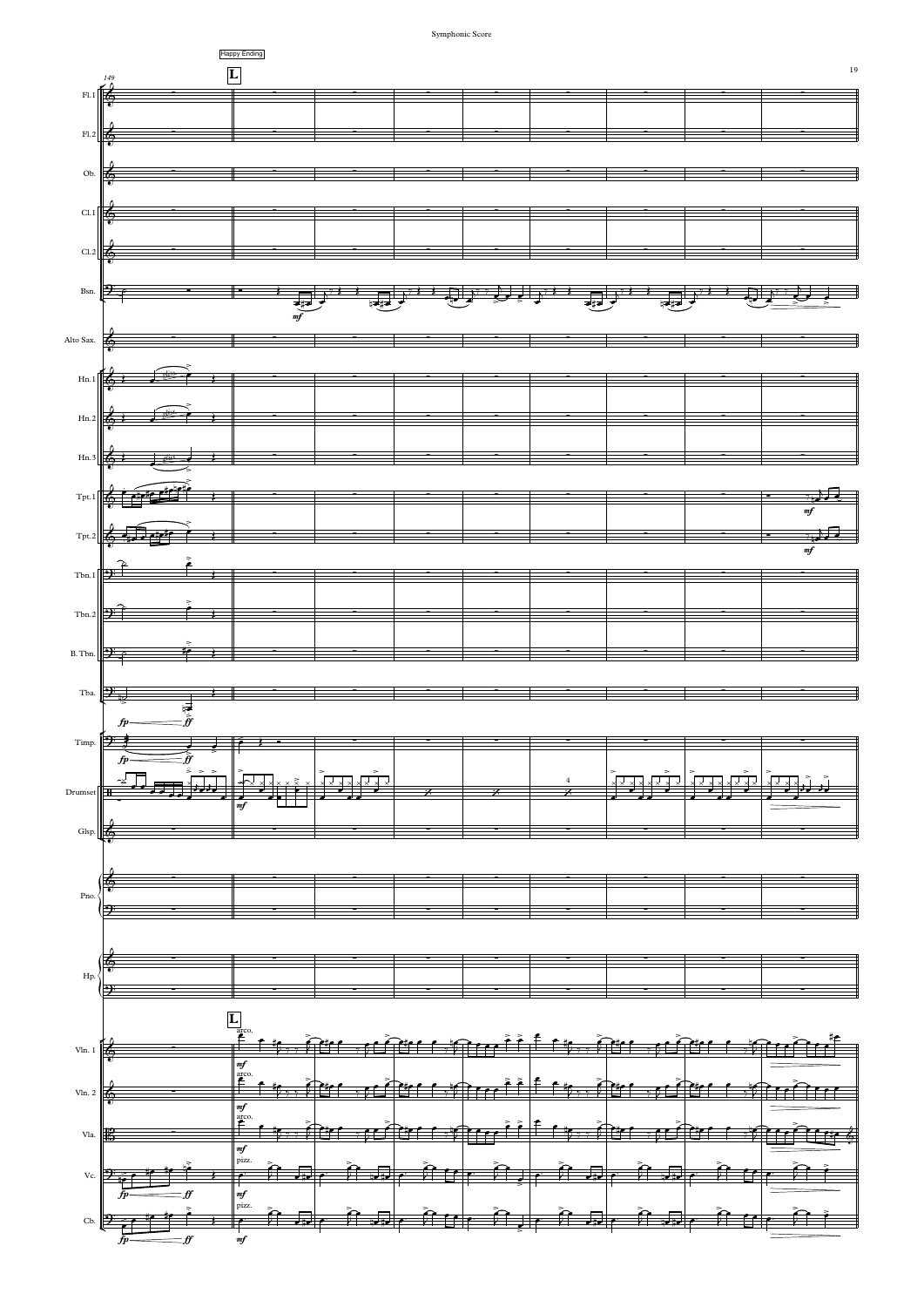Happy Ending

**L**